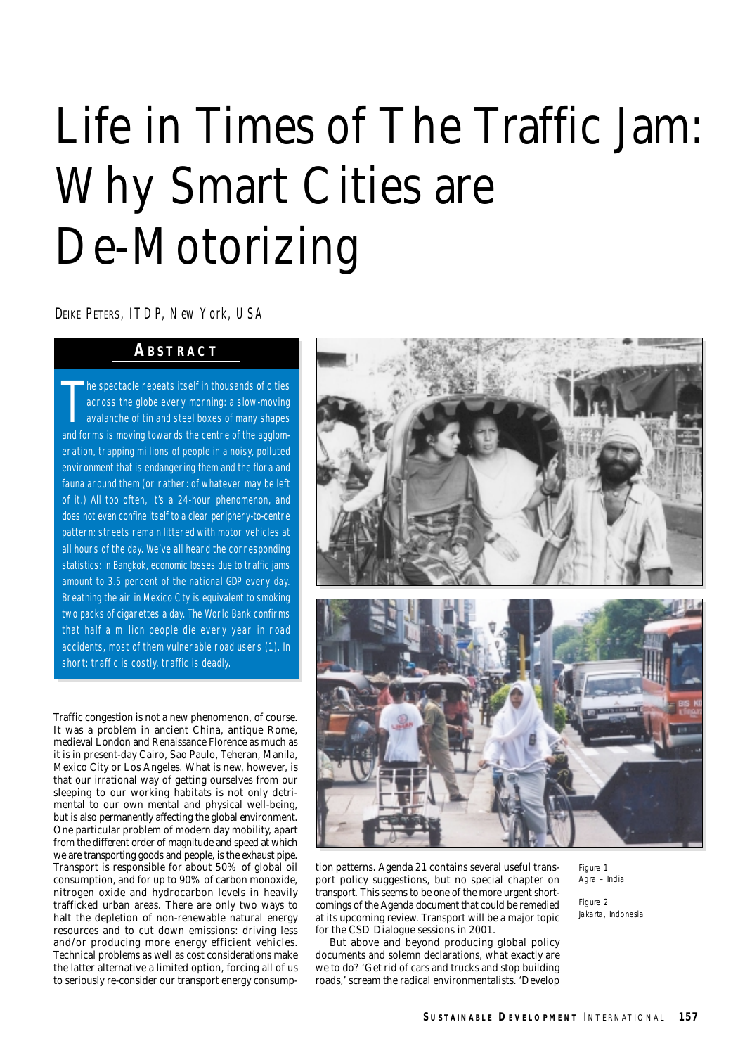# Life in Times of The Traffic Jam: Why Smart Cities are De-Motorizing

Deike Peters, ITDP, New York, USA

## Abstract

The spectacle repeats itself in thousands of cities across the globe every morning: a slow-moving avalanche of tin and steel boxes of many shapes and forms is moving towards the centre of the agglomeration, trapping millions of people in a noisy, polluted environment that is endangering them and the flora and fauna around them (or rather: of whatever may be left of it.) All too often, it's a 24-hour phenomenon, and does not even confine itself to a clear periphery-to-centre pattern: streets remain littered with motor vehicles at all hours of the day. We've all heard the corresponding statistics: In Bangkok, economic losses due to traffic jams amount to 3.5 percent of the national GDP every day. Breathing the air in Mexico City is equivalent to smoking two packs of cigarettes a day. The World Bank confirms that half a million people die every year in road accidents, most of them vulnerable road users (1). In short: traffic is costly, traffic is deadly.

Traffic congestion is not a new phenomenon, of course. It was a problem in ancient China, antique Rome, medieval London and Renaissance Florence as much as it is in present-day Cairo, Sao Paulo, Teheran, Manila, Mexico City or Los Angeles. What is new, however, is that our irrational way of getting ourselves from our sleeping to our working habitats is not only detrimental to our own mental and physical well-being, but is also permanently affecting the global environment. One particular problem of modern day mobility, apart from the different order of magnitude and speed at which we are transporting goods and people, is the exhaust pipe. Transport is responsible for about 50% of global oil consumption, and for up to 90% of carbon monoxide, nitrogen oxide and hydrocarbon levels in heavily trafficked urban areas. There are only two ways to halt the depletion of non-renewable natural energy resources and to cut down emissions: driving less and/or producing more energy efficient vehicles. Technical problems as well as cost considerations make the latter alternative a limited option, forcing all of us to seriously re-consider our transport energy consumption patterns. Agenda 21 contains several useful transport policy suggestions, but no special chapter on transport. This seems to be one of the more urgent shortcomings of the Agenda document that could be remedied at its upcoming review. Transport will be a major topic for the CSD Dialogue sessions in 2001.

But above and beyond producing global policy documents and solemn declarations, what exactly are we to do? 'Get rid of cars and trucks and stop building roads,' scream the radical environmentalists. 'Develop

Figure 1
Agra – India

Figure 2
Jakarta, Indonesia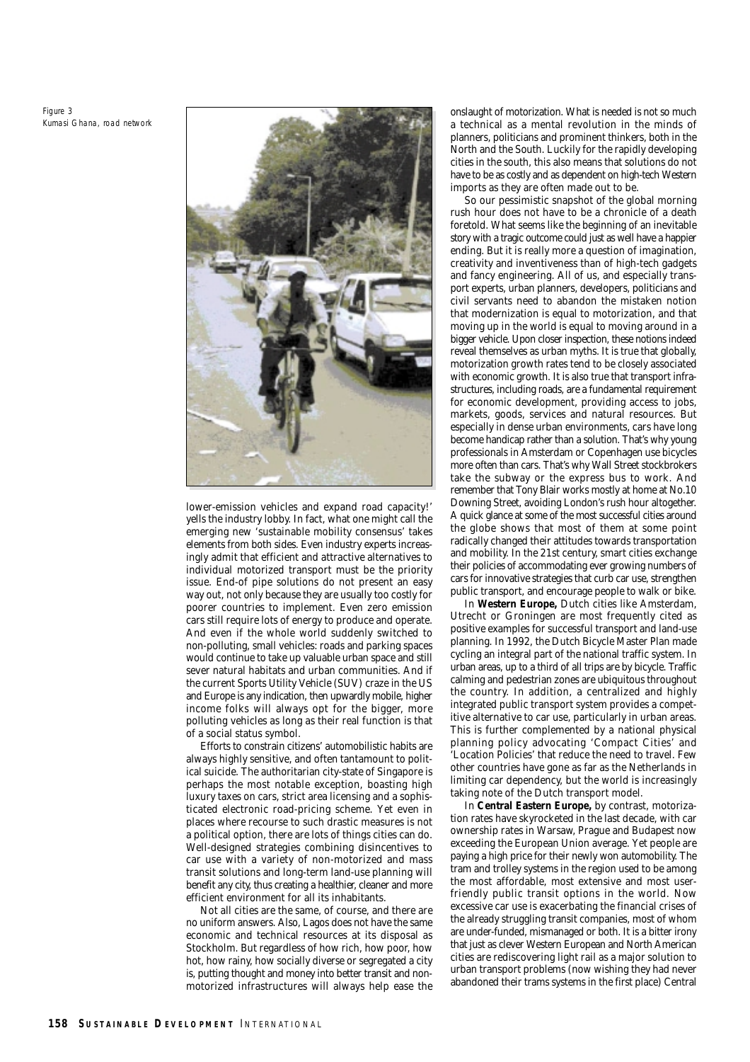Figure 3
Kumasi Ghana, road network

lower-emission vehicles and expand road capacity!' yells the industry lobby. In fact, what one might call the emerging new 'sustainable mobility consensus' takes elements from both sides. Even industry experts increasingly admit that efficient and attractive alternatives to individual motorized transport must be the priority issue. End-of pipe solutions do not present an easy way out, not only because they are usually too costly for poorer countries to implement. Even zero emission cars still require lots of energy to produce and operate. And even if the whole world suddenly switched to non-polluting, small vehicles: roads and parking spaces would continue to take up valuable urban space and still sever natural habitats and urban communities. And if the current Sports Utility Vehicle (SUV) craze in the US and Europe is any indication, then upwardly mobile, higher income folks will always opt for the bigger, more polluting vehicles as long as their real function is that of a social status symbol.

Efforts to constrain citizens' automobilistic habits are always highly sensitive, and often tantamount to political suicide. The authoritarian city-state of Singapore is perhaps the most notable exception, boasting high luxury taxes on cars, strict area licensing and a sophisticated electronic road-pricing scheme. Yet even in places where recourse to such drastic measures is not a political option, there are lots of things city can do. Well-designed strategies combining disincentives to car use with a variety of non-motorized and mass transit solutions and long-term land-use planning will benefit any city, thus creating a healthier, cleaner and more efficient environment for all its inhabitants.

Not all cities are the same, of course, and there are no uniform answers. Also, Lagos does not have the same economic and technical resources at its disposal as Stockholm. But regardless of how rich, how poor, how hot, how rainy, how socially diverse or segregated a city is, putting thought and money into better transit and non-motorized infrastructures will always help ease the onslaught of motorization. What is needed is not so much a technical as a mental revolution in the minds of planners, politicians and prominent thinkers, both in the North and the South. Luckily for the rapidly developing cities in the south, this also means that solutions do not have to be as costly and as dependent on high-tech Western imports as they are often made out to be.

So our pessimistic snapshot of the global morning rush hour does not have to be a chronicle of a death foretold. What seems like the beginning of an inevitable story with a tragic outcome could just as well have a happier ending. But it is really more a question of imagination, creativity and inventiveness than of high-tech gadgets and fancy engineering. All of us, and especially transport experts, urban planners, developers, politicians and civil servants need to abandon the mistaken notion that modernization is equal to motorization, and that moving up in the world is equal to moving around in a bigger vehicle. Upon closer inspection, these notions indeed reveal themselves as urban myths. It is true that globally, motorization growth rates tend to be closely associated with economic growth. It is also true that transport infrastructures, including roads, are a fundamental requirement for economic development, providing access to jobs, markets, goods, services and natural resources. But especially in dense urban environments, cars have long become handicap rather than a solution. That's why young professionals in Amsterdam or Copenhagen use bicycles more often than cars. That's why Wall Street stockbrokers take the subway or the express bus to work. And remember that Tony Blair works mostly at home at No.10 Downing Street, avoiding London's rush hour altogether. A quick glance at some of the most successful cities around the globe shows that most of them at some point radically changed their attitudes towards transportation and mobility. In the 21st century, smart cities exchange their policies of accommodating ever growing numbers of cars for innovative strategies that curb car use, strengthen public transport, and encourage people to walk or bike.

In **Western Europe,** Dutch cities like Amsterdam, Utrecht or Groningen are most frequently cited as positive examples for successful transport and land-use planning. In 1992, the Dutch Bicycle Master Plan made cycling an integral part of the national traffic system. In urban areas, up to a third of all trips are by bicycle. Traffic calming and pedestrian zones are ubiquitous throughout the country. In addition, a centralized and highly integrated public transport system provides a competitive alternative to car use, particularly in urban areas. This is further complemented by a national physical planning policy advocating 'Compact Cities' and 'Location Policies' that reduce the need to travel. Few other countries have gone as far as the Netherlands in limiting car dependency, but the world is increasingly taking note of the Dutch transport model.

In **Central Eastern Europe,** by contrast, motorization rates have skyrocketed in the last decade, with car ownership rates in Warsaw, Prague and Budapest now exceeding the European Union average. Yet people are paying a high price for their newly won automobility. The tram and trolley systems in the region used to be among the most affordable, most extensive and most user-friendly public transit options in the world. Now excessive car use is exacerbating the financial crises of the already struggling transit companies, most of whom are under-funded, mismanaged or both. It is a bitter irony that just as clever Western European and North American cities are rediscovering light rail as a major solution to urban transport problems (now wishing they had never abandoned their trams systems in the first place) Central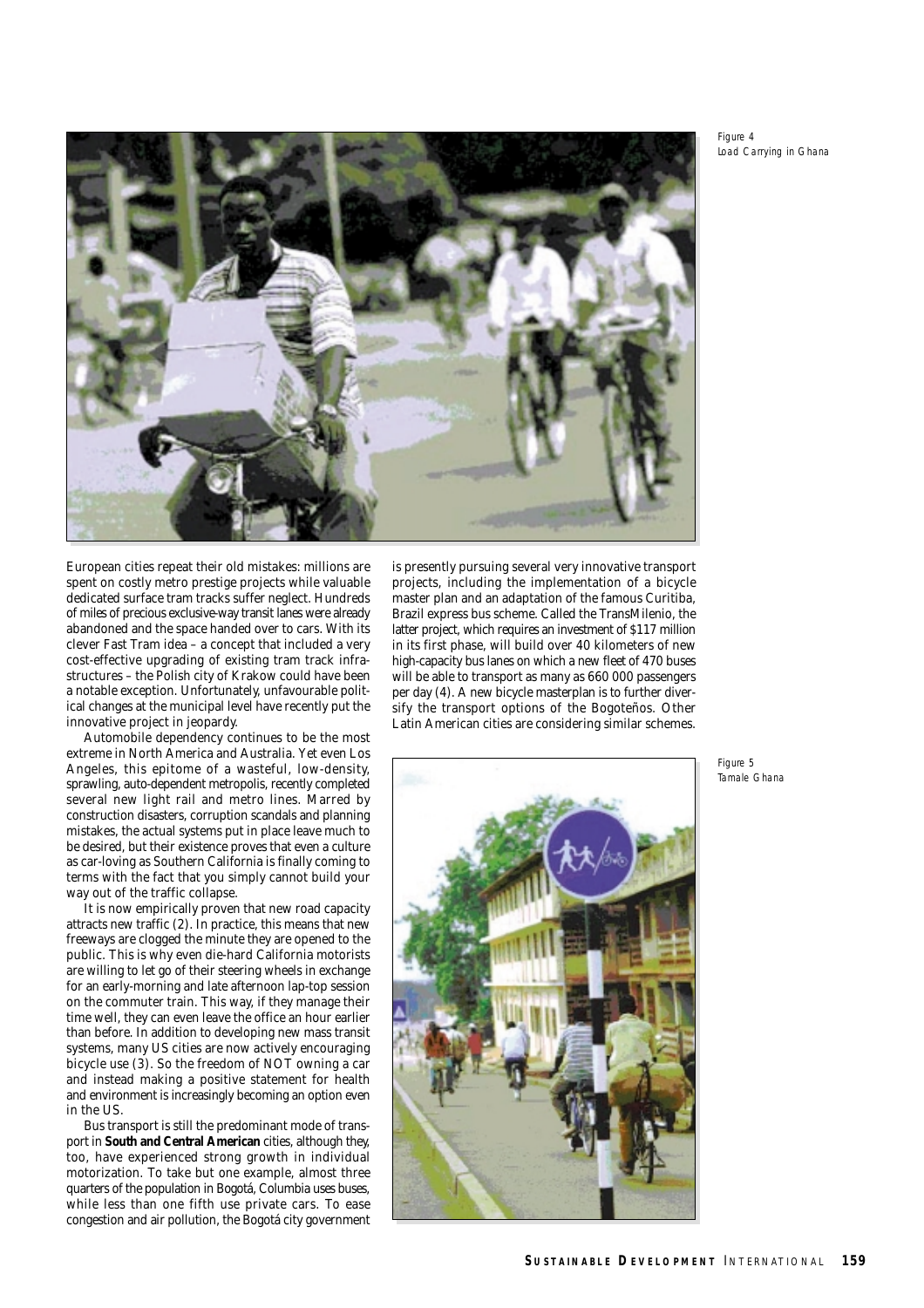Figure 4
Load Carrying in Ghana

European cities repeat their old mistakes: millions are spent on costly metro prestige projects while valuable dedicated surface tram tracks suffer neglect. Hundreds of miles of precious exclusive-way transit lanes were already abandoned and the space handed over to cars. With its clever Fast Tram idea – a concept that included a very cost-effective upgrading of existing tram track infrastructures – the Polish city of Krakow could have been a notable exception. Unfortunately, unfavourable political changes at the municipal level have recently put the innovative project in jeopardy.

Automobile dependency continues to be the most extreme in North America and Australia. Yet even Los Angeles, this epitome of a wasteful, low-density, sprawling, auto-dependent metropolis, recently completed several new light rail and metro lines. Marred by construction disasters, corruption scandals and planning mistakes, the actual systems put in place leave much to be desired, but their existence proves that even a culture as car-loving as Southern California is finally coming to terms with the fact that you simply cannot build your way out of the traffic collapse.

It is now empirically proven that new road capacity attracts new traffic (2). In practice, this means that new freeways are clogged the minute they are opened to the public. This is why even die-hard California motorists are willing to let go of their steering wheels in exchange for an early-morning and late afternoon lap-top session on the commuter train. This way, if they manage their time well, they can even leave the office an hour earlier than before. In addition to developing new mass transit systems, many US cities are now actively encouraging bicycle use (3). So the freedom of NOT owning a car and instead making a positive statement for health and environment is increasingly becoming an option even in the US.

Bus transport is still the predominant mode of transport in **South and Central American** cities, although they, too, have experienced strong growth in individual motorization. To take but one example, almost three quarters of the population in Bogotá, Columbia uses buses, while less than one fifth use private cars. To ease congestion and air pollution, the Bogotá city government is presently pursuing several very innovative transport projects, including the implementation of a bicycle master plan and an adaptation of the famous Curitiba, Brazil express bus scheme. Called the TransMilenio, the latter project, which requires an investment of $117 million in its first phase, will build over 40 kilometers of new high-capacity bus lanes on which a new fleet of 470 buses will be able to transport as many as 660 000 passengers per day (4). A new bicycle masterplan is to further diversify the transport options of the Bogoteños. Other Latin American cities are considering similar schemes.

Figure 5
Tamale Ghana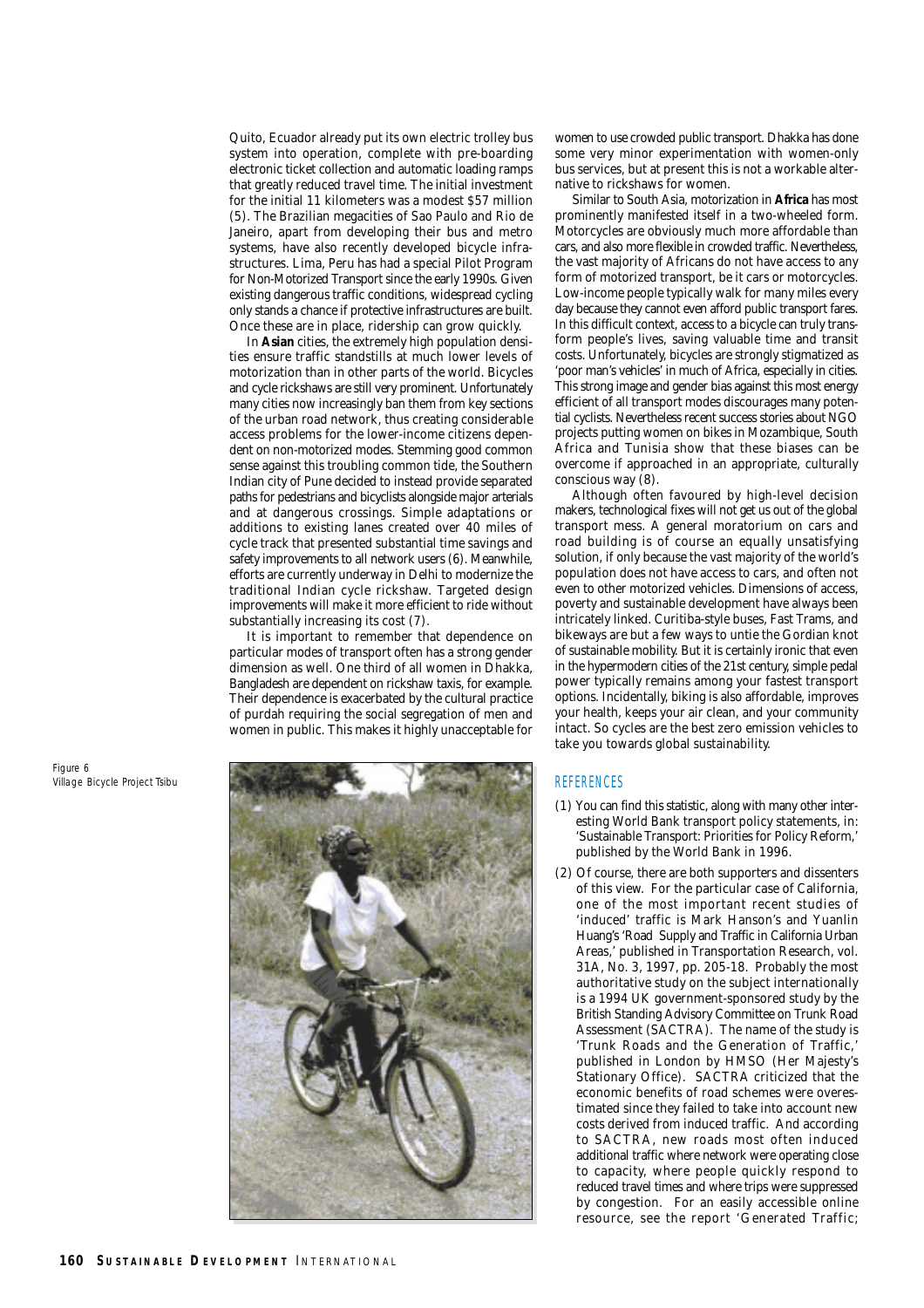Quito, Ecuador already put its own electric trolley bus system into operation, complete with pre-boarding electronic ticket collection and automatic loading ramps that greatly reduced travel time. The initial investment for the initial 11 kilometers was a modest $57 million (5). The Brazilian megacities of Sao Paulo and Rio de Janeiro, apart from developing their bus and metro systems, have also recently developed bicycle infrastructures. Lima, Peru has had a special Pilot Program for Non-Motorized Transport since the early 1990s. Given existing dangerous traffic conditions, widespread cycling only stands a chance if protective infrastructures are built. Once these are in place, ridership can grow quickly.

In **Asian** cities, the extremely high population densities ensure traffic standstills at much lower levels of motorization than in other parts of the world. Bicycles and cycle rickshaws are still very prominent. Unfortunately many cities now increasingly ban them from key sections of the urban road network, thus creating considerable access problems for the lower-income citizens dependent on non-motorized modes. Stemming good common sense against this troubling common tide, the Southern Indian city of Pune decided to instead provide separated paths for pedestrians and bicyclists alongside major arterials and at dangerous crossings. Simple adaptations or additions to existing lanes created over 40 miles of cycle track that presented substantial time savings and safety improvements to all network users (6). Meanwhile, efforts are currently underway in Delhi to modernize the traditional Indian cycle rickshaw. Targeted design improvements will make it more efficient to ride without substantially increasing its cost (7).

It is important to remember that dependence on particular modes of transport often has a strong gender dimension as well. One third of all women in Dhakka, Bangladesh are dependent on rickshaw taxis, for example. Their dependence is exacerbated by the cultural practice of purdah requiring the social segregation of men and women in public. This makes it highly unacceptable for women to use crowded public transport. Dhakka has done some very minor experimentation with women-only bus services, but at present this is not a workable alternative to rickshaws for women.

Figure 6
Village Bicycle Project Tsibu

Similar to South Asia, motorization in **Africa** has most prominently manifested itself in a two-wheeled form. Motorcycles are obviously much more affordable than cars, and also more flexible in crowded traffic. Nevertheless, the vast majority of Africans do not have access to any form of motorized transport, be it cars or motorcycles. Low-income people typically walk for many miles every day because they cannot even afford public transport fares. In this difficult context, access to a bicycle can truly transform people's lives, saving valuable time and transit costs. Unfortunately, bicycles are strongly stigmatized as 'poor man's vehicles' in much of Africa, especially in cities. This strong image and gender bias against this most energy efficient of all transport modes discourages many potential cyclists. Nevertheless recent success stories about NGO projects putting women on bikes in Mozambique, South Africa and Tunisia show that these biases can be overcome if approached in an appropriate, culturally conscious way (8).

Although often favoured by high-level decision makers, technological fixes will not get us out of the global transport mess. A general moratorium on cars and road building is of course an equally unsatisfying solution, if only because the vast majority of the world's population does not have access to cars, and often not even to other motorized vehicles. Dimensions of access, poverty and sustainable development have always been intricately linked. Curitiba-style buses, Fast Trams, and bikeways are but a few ways to untie the Gordian knot of sustainable mobility. But it is certainly ironic that even in the hypermodern cities of the 21st century, simple pedal power typically remains among your fastest transport options. Incidentally, biking is also affordable, improves your health, keeps your air clean, and your community intact. So cycles are the best zero emission vehicles to take you towards global sustainability.

## REFERENCES

(1) You can find this statistic, along with many other interesting World Bank transport policy statements, in: 'Sustainable Transport: Priorities for Policy Reform,' published by the World Bank in 1996.

(2) Of course, there are both supporters and dissenters of this view. For the particular case of California, one of the most important recent studies of 'induced' traffic is Mark Hanson's and Yuanlin Huang's 'Road Supply and Traffic in California Urban Areas,' published in Transportation Research, vol. 31A, No. 3, 1997, pp. 205-18. Probably the most authoritative study on the subject internationally is a 1994 UK government-sponsored study by the British Standing Advisory Committee on Trunk Road Assessment (SACTRA). The name of the study is 'Trunk Roads and the Generation of Traffic,' published in London by HMSO (Her Majesty's Stationary Office). SACTRA criticized that the economic benefits of road schemes were overestimated since they failed to take into account new costs derived from induced traffic. And according to SACTRA, new roads most often induced additional traffic where network were operating close to capacity, where people quickly respond to reduced travel times and where trips were suppressed by congestion. For an easily accessible online resource, see the report 'Generated Traffic;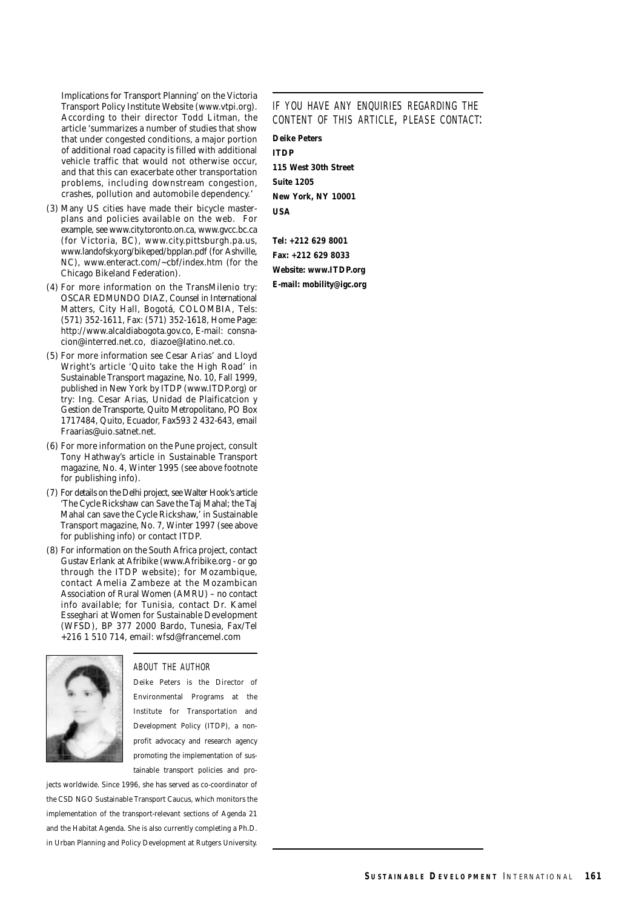Implications for Transport Planning' on the Victoria Transport Policy Institute Website (www.vtpi.org). According to their director Todd Litman, the article 'summarizes a number of studies that show that under congested conditions, a major portion of additional road capacity is filled with additional vehicle traffic that would not otherwise occur, and that this can exacerbate other transportation problems, including downstream congestion, crashes, pollution and automobile dependency.'

(3) Many US cities have made their bicycle masterplans and policies available on the web. For example, see www.city.toronto.on.ca, www.gvcc.bc.ca (for Victoria, BC), www.city.pittsburgh.pa.us, www.landofsky.org/bikeped/bpplan.pdf (for Ashville, NC), www.enteract.com/~cbf/index.htm (for the Chicago Bikeland Federation).

(4) For more information on the TransMilenio try: OSCAR EDMUNDO DIAZ, Counsel in International Matters, City Hall, Bogotá, COLOMBIA, Tels: (571) 352-1611, Fax: (571) 352-1618, Home Page: http://www.alcaldiabogota.gov.co, E-mail: consnacion@interred.net.co, diazoe@latino.net.co.

(5) For more information see Cesar Arias' and Lloyd Wright's article 'Quito take the High Road' in Sustainable Transport magazine, No. 10, Fall 1999, published in New York by ITDP (www.ITDP.org) or try: Ing. Cesar Arias, Unidad de Plaificatcion y Gestion de Transporte, Quito Metropolitano, PO Box 1717484, Quito, Ecuador, Fax593 2 432-643, email Fraarias@uio.satnet.net.

(6) For more information on the Pune project, consult Tony Hathway's article in Sustainable Transport magazine, No. 4, Winter 1995 (see above footnote for publishing info).

(7) For details on the Delhi project, see Walter Hook's article 'The Cycle Rickshaw can Save the Taj Mahal; the Taj Mahal can save the Cycle Rickshaw,' in Sustainable Transport magazine, No. 7, Winter 1997 (see above for publishing info) or contact ITDP.

(8) For information on the South Africa project, contact Gustav Erlank at Afribike (www.Afribike.org - or go through the ITDP website); for Mozambique, contact Amelia Zambeze at the Mozambican Association of Rural Women (AMRU) – no contact info available; for Tunisia, contact Dr. Kamel Esseghari at Women for Sustainable Development (WFSD), BP 377 2000 Bardo, Tunesia, Fax/Tel +216 1 510 714, email: wfsd@francemel.com

## ABOUT THE AUTHOR

Deike Peters is the Director of Environmental Programs at the Institute for Transportation and Development Policy (ITDP), a non-profit advocacy and research agency promoting the implementation of sustainable transport policies and projects worldwide. Since 1996, she has served as co-coordinator of the CSD NGO Sustainable Transport Caucus, which monitors the implementation of the transport-relevant sections of Agenda 21 and the Habitat Agenda. She is also currently completing a Ph.D. in Urban Planning and Policy Development at Rutgers University.

## IF YOU HAVE ANY ENQUIRIES REGARDING THE CONTENT OF THIS ARTICLE, PLEASE CONTACT:

**Deike Peters**
**ITDP**
**115 West 30th Street**
**Suite 1205**
**New York, NY 10001**
**USA**

**Tel: +212 629 8001**
**Fax: +212 629 8033**
**Website: www.ITDP.org**
**E-mail: mobility@igc.org**